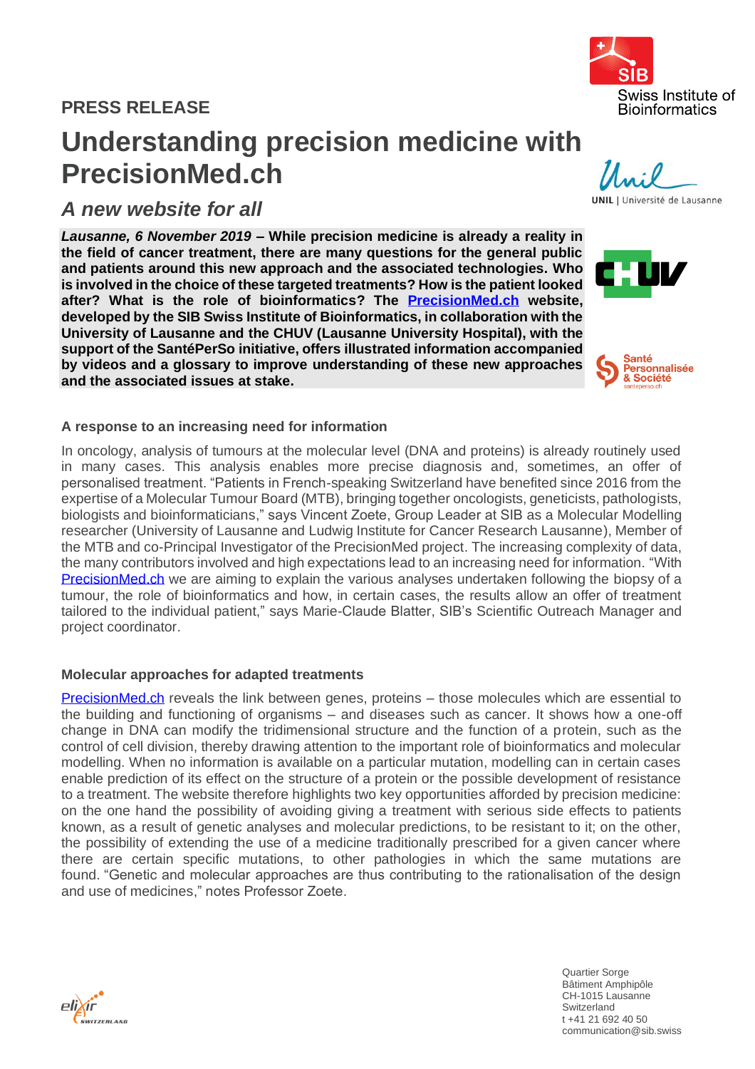**PRESS RELEASE**

# Understanding precision medicine with PrecisionMed.ch

## *A new website for all*

***Lausanne, 6 November 2019* – While precision medicine is already a reality in the field of cancer treatment, there are many questions for the general public and patients around this new approach and the associated technologies. Who is involved in the choice of these targeted treatments? How is the patient looked after? What is the role of bioinformatics? The [PrecisionMed.ch](http://PrecisionMed.ch) website, developed by the SIB Swiss Institute of Bioinformatics, in collaboration with the University of Lausanne and the CHUV (Lausanne University Hospital), with the support of the SantéPerSo initiative, offers illustrated information accompanied by videos and a glossary to improve understanding of these new approaches and the associated issues at stake.**

### A response to an increasing need for information

In oncology, analysis of tumours at the molecular level (DNA and proteins) is already routinely used in many cases. This analysis enables more precise diagnosis and, sometimes, an offer of personalised treatment. "Patients in French-speaking Switzerland have benefited since 2016 from the expertise of a Molecular Tumour Board (MTB), bringing together oncologists, geneticists, pathologists, biologists and bioinformaticians," says Vincent Zoete, Group Leader at SIB as a Molecular Modelling researcher (University of Lausanne and Ludwig Institute for Cancer Research Lausanne), Member of the MTB and co-Principal Investigator of the PrecisionMed project. The increasing complexity of data, the many contributors involved and high expectations lead to an increasing need for information. "With [PrecisionMed.ch](http://PrecisionMed.ch) we are aiming to explain the various analyses undertaken following the biopsy of a tumour, the role of bioinformatics and how, in certain cases, the results allow an offer of treatment tailored to the individual patient," says Marie-Claude Blatter, SIB's Scientific Outreach Manager and project coordinator.

### Molecular approaches for adapted treatments

[PrecisionMed.ch](http://PrecisionMed.ch) reveals the link between genes, proteins – those molecules which are essential to the building and functioning of organisms – and diseases such as cancer. It shows how a one-off change in DNA can modify the tridimensional structure and the function of a protein, such as the control of cell division, thereby drawing attention to the important role of bioinformatics and molecular modelling. When no information is available on a particular mutation, modelling can in certain cases enable prediction of its effect on the structure of a protein or the possible development of resistance to a treatment. The website therefore highlights two key opportunities afforded by precision medicine: on the one hand the possibility of avoiding giving a treatment with serious side effects to patients known, as a result of genetic analyses and molecular predictions, to be resistant to it; on the other, the possibility of extending the use of a medicine traditionally prescribed for a given cancer where there are certain specific mutations, to other pathologies in which the same mutations are found. "Genetic and molecular approaches are thus contributing to the rationalisation of the design and use of medicines," notes Professor Zoete.

Quartier Sorge
Bâtiment Amphipôle
CH-1015 Lausanne
Switzerland
t +41 21 692 40 50
communication@sib.swiss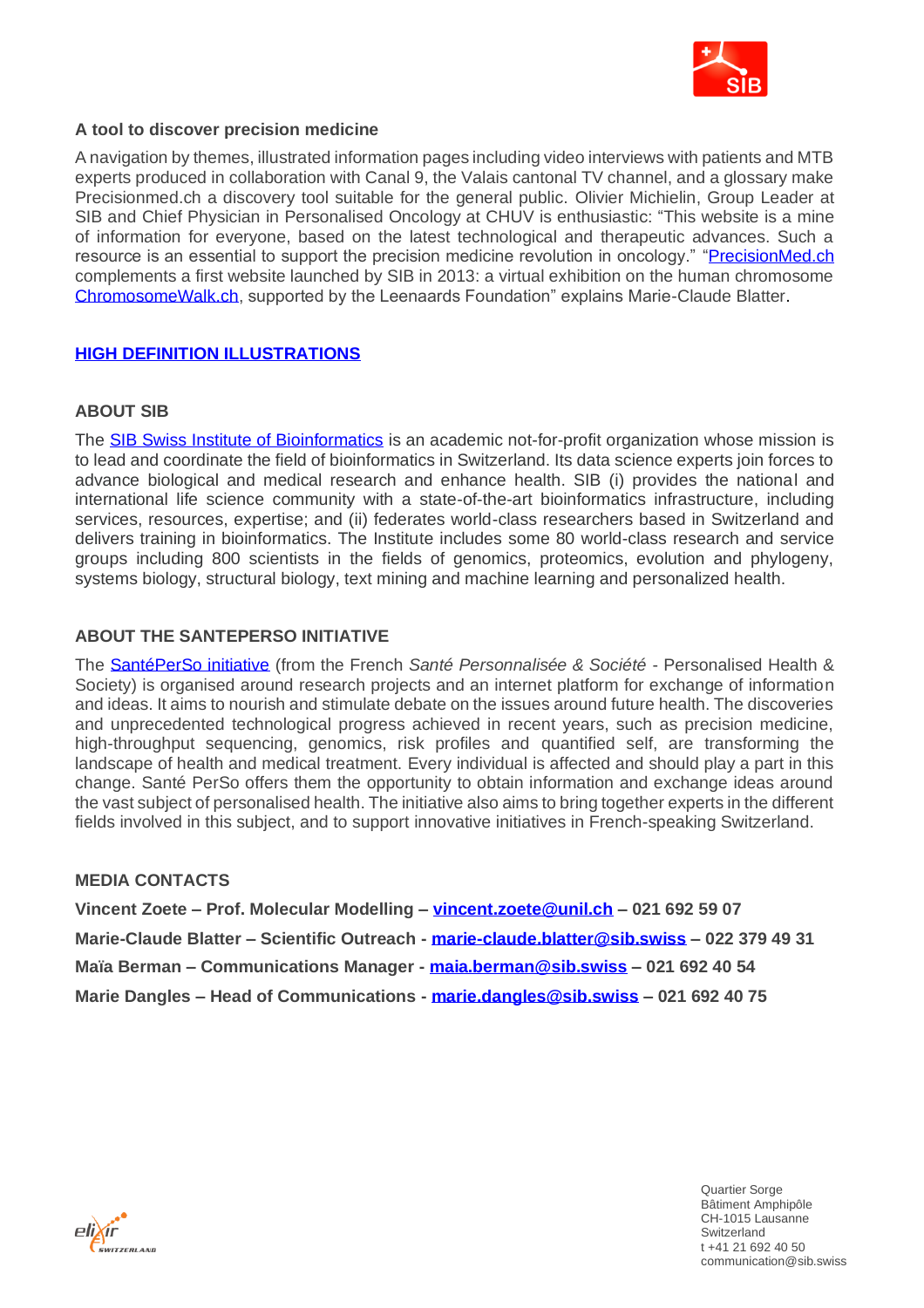### A tool to discover precision medicine

A navigation by themes, illustrated information pages including video interviews with patients and MTB experts produced in collaboration with Canal 9, the Valais cantonal TV channel, and a glossary make Precisionmed.ch a discovery tool suitable for the general public. Olivier Michielin, Group Leader at SIB and Chief Physician in Personalised Oncology at CHUV is enthusiastic: "This website is a mine of information for everyone, based on the latest technological and therapeutic advances. Such a resource is an essential to support the precision medicine revolution in oncology." "PrecisionMed.ch complements a first website launched by SIB in 2013: a virtual exhibition on the human chromosome ChromosomeWalk.ch, supported by the Leenaards Foundation" explains Marie-Claude Blatter.

**HIGH DEFINITION ILLUSTRATIONS**

### ABOUT SIB

The SIB Swiss Institute of Bioinformatics is an academic not-for-profit organization whose mission is to lead and coordinate the field of bioinformatics in Switzerland. Its data science experts join forces to advance biological and medical research and enhance health. SIB (i) provides the national and international life science community with a state-of-the-art bioinformatics infrastructure, including services, resources, expertise; and (ii) federates world-class researchers based in Switzerland and delivers training in bioinformatics. The Institute includes some 80 world-class research and service groups including 800 scientists in the fields of genomics, proteomics, evolution and phylogeny, systems biology, structural biology, text mining and machine learning and personalized health.

### ABOUT THE SANTEPERSO INITIATIVE

The SantéPerSo initiative (from the French *Santé Personnalisée & Société* - Personalised Health & Society) is organised around research projects and an internet platform for exchange of information and ideas. It aims to nourish and stimulate debate on the issues around future health. The discoveries and unprecedented technological progress achieved in recent years, such as precision medicine, high-throughput sequencing, genomics, risk profiles and quantified self, are transforming the landscape of health and medical treatment. Every individual is affected and should play a part in this change. Santé PerSo offers them the opportunity to obtain information and exchange ideas around the vast subject of personalised health. The initiative also aims to bring together experts in the different fields involved in this subject, and to support innovative initiatives in French-speaking Switzerland.

### MEDIA CONTACTS

**Vincent Zoete – Prof. Molecular Modelling – vincent.zoete@unil.ch – 021 692 59 07**

**Marie-Claude Blatter – Scientific Outreach - marie-claude.blatter@sib.swiss – 022 379 49 31**

**Maïa Berman – Communications Manager - maia.berman@sib.swiss – 021 692 40 54**

**Marie Dangles – Head of Communications - marie.dangles@sib.swiss – 021 692 40 75**

Quartier Sorge
Bâtiment Amphipôle
CH-1015 Lausanne
Switzerland
t +41 21 692 40 50
communication@sib.swiss